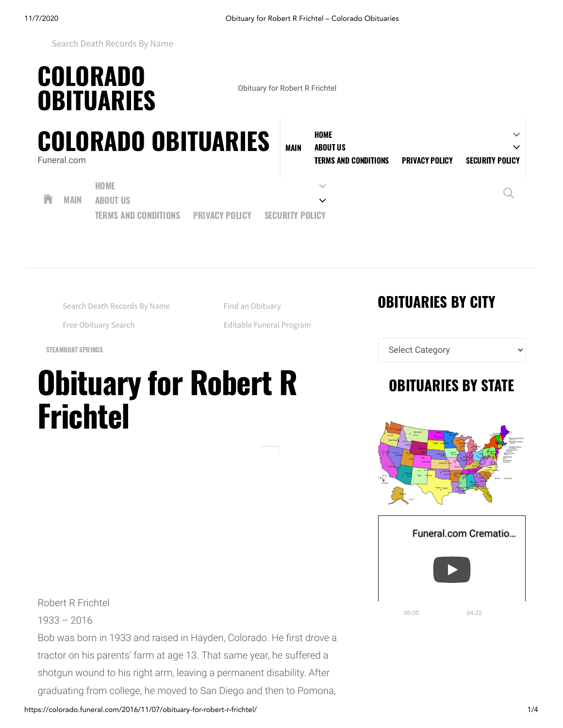Search Death Records By Name

# COLORADO OBITUARIES

Obituary for Robert R Frichtel

# COLORADO OBITUARIES

Funeral.com

MAIN

HOME

ABOUT US

TERMS AND CONDITIONS PRIVACY POLICY SECURITY POLICY

MAIN

HOME

ABOUT US

TERMS AND CONDITIONS PRIVACY POLICY SECURITY POLICY

Search Death Records By Name

Find an Obituary

Free Obituary Search

Editable Funeral Program

STEAMBOAT SPRINGS

# Obituary for Robert R Frichtel

Robert R Frichtel

1933 – 2016

Bob was born in 1933 and raised in Hayden, Colorado. He first drove a tractor on his parents' farm at age 13. That same year, he suffered a shotgun wound to his right arm, leaving a permanent disability. After graduating from college, he moved to San Diego and then to Pomona,

## OBITUARIES BY CITY

Select Category

## OBITUARIES BY STATE

Funeral.com Crematio...

00:00 04:22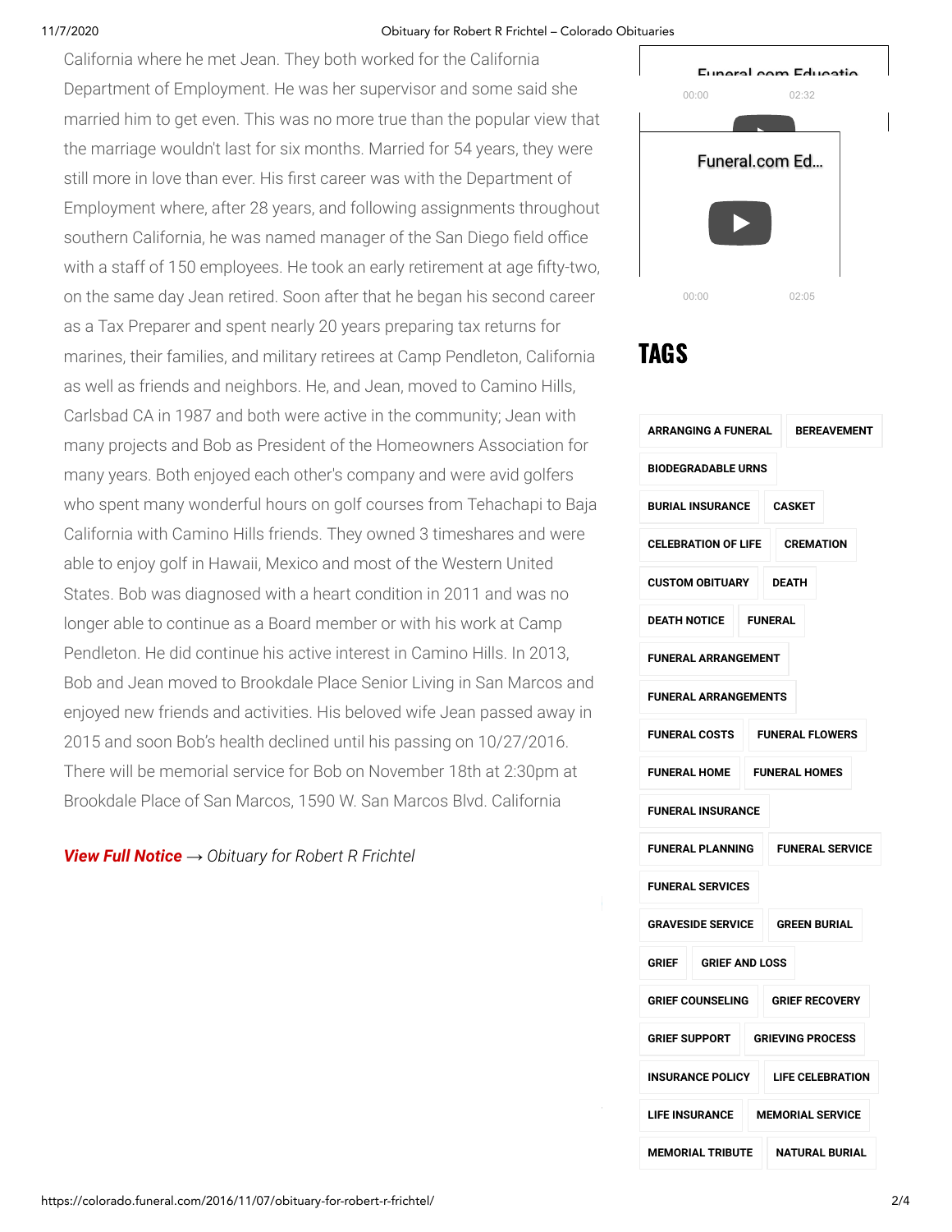California where he met Jean. They both worked for the California Department of Employment. He was her supervisor and some said she married him to get even. This was no more true than the popular view that the marriage wouldn't last for six months. Married for 54 years, they were still more in love than ever. His first career was with the Department of Employment where, after 28 years, and following assignments throughout southern California, he was named manager of the San Diego field office with a staff of 150 employees. He took an early retirement at age fifty-two, on the same day Jean retired. Soon after that he began his second career as a Tax Preparer and spent nearly 20 years preparing tax returns for marines, their families, and military retirees at Camp Pendleton, California as well as friends and neighbors. He, and Jean, moved to Camino Hills, Carlsbad CA in 1987 and both were active in the community; Jean with many projects and Bob as President of the Homeowners Association for many years. Both enjoyed each other's company and were avid golfers who spent many wonderful hours on golf courses from Tehachapi to Baja California with Camino Hills friends. They owned 3 timeshares and were able to enjoy golf in Hawaii, Mexico and most of the Western United States. Bob was diagnosed with a heart condition in 2011 and was no longer able to continue as a Board member or with his work at Camp Pendleton. He did continue his active interest in Camino Hills. In 2013, Bob and Jean moved to Brookdale Place Senior Living in San Marcos and enjoyed new friends and activities. His beloved wife Jean passed away in 2015 and soon Bob's health declined until his passing on 10/27/2016. There will be memorial service for Bob on November 18th at 2:30pm at Brookdale Place of San Marcos, 1590 W. San Marcos Blvd. California

***View Full Notice*** *→ Obituary for Robert R Frichtel*

Funeral.com Educatio

00:00 02:32

Funeral.com Ed...

00:00 02:05

## TAGS

ARRANGING A FUNERAL, BEREAVEMENT, BIODEGRADABLE URNS, BURIAL INSURANCE, CASKET, CELEBRATION OF LIFE, CREMATION, CUSTOM OBITUARY, DEATH, DEATH NOTICE, FUNERAL, FUNERAL ARRANGEMENT, FUNERAL ARRANGEMENTS, FUNERAL COSTS, FUNERAL FLOWERS, FUNERAL HOME, FUNERAL HOMES, FUNERAL INSURANCE, FUNERAL PLANNING, FUNERAL SERVICE, FUNERAL SERVICES, GRAVESIDE SERVICE, GREEN BURIAL, GRIEF, GRIEF AND LOSS, GRIEF COUNSELING, GRIEF RECOVERY, GRIEF SUPPORT, GRIEVING PROCESS, INSURANCE POLICY, LIFE CELEBRATION, LIFE INSURANCE, MEMORIAL SERVICE, MEMORIAL TRIBUTE, NATURAL BURIAL